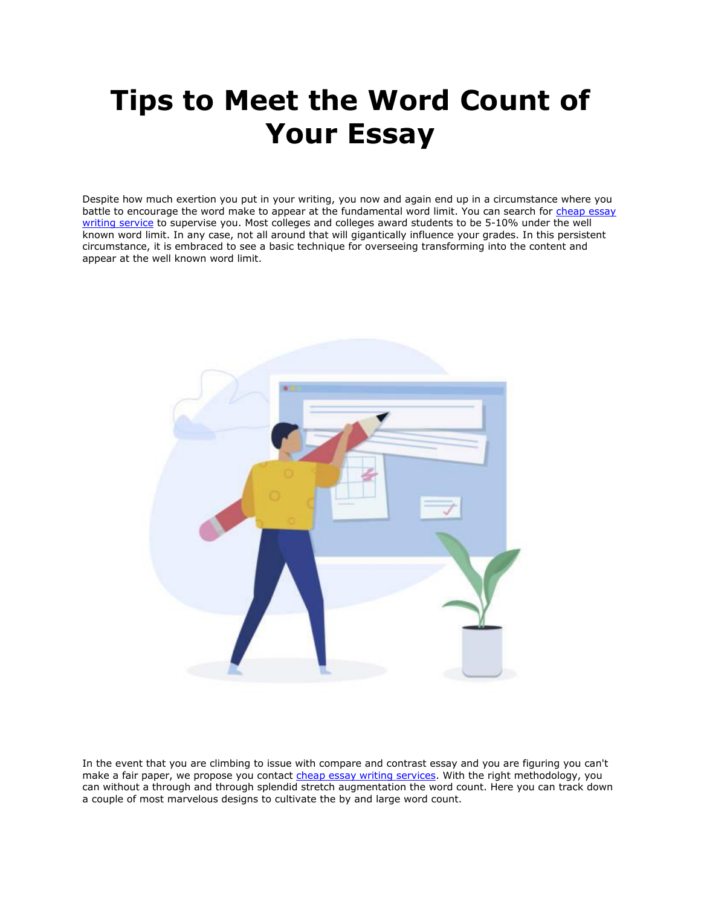# Tips to Meet the Word Count of Your Essay

Despite how much exertion you put in your writing, you now and again end up in a circumstance where you battle to encourage the word make to appear at the fundamental word limit. You can search for [cheap essay writing service]() to supervise you. Most colleges and colleges award students to be 5-10% under the well known word limit. In any case, not all around that will gigantically influence your grades. In this persistent circumstance, it is embraced to see a basic technique for overseeing transforming into the content and appear at the well known word limit.

In the event that you are climbing to issue with compare and contrast essay and you are figuring you can't make a fair paper, we propose you contact [cheap essay writing services](). With the right methodology, you can without a through and through splendid stretch augmentation the word count. Here you can track down a couple of most marvelous designs to cultivate the by and large word count.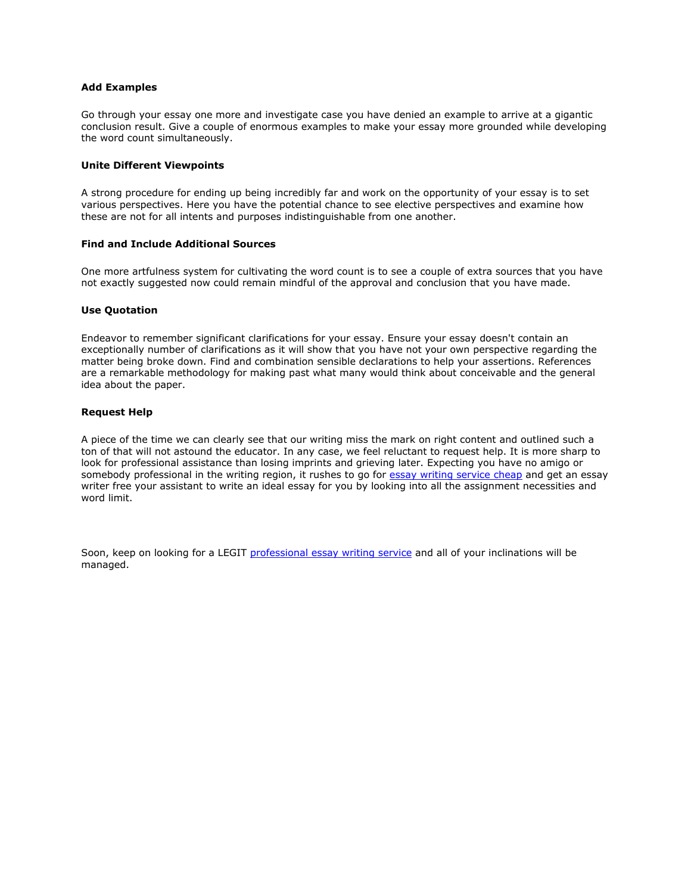**Add Examples**

Go through your essay one more and investigate case you have denied an example to arrive at a gigantic conclusion result. Give a couple of enormous examples to make your essay more grounded while developing the word count simultaneously.

**Unite Different Viewpoints**

A strong procedure for ending up being incredibly far and work on the opportunity of your essay is to set various perspectives. Here you have the potential chance to see elective perspectives and examine how these are not for all intents and purposes indistinguishable from one another.

**Find and Include Additional Sources**

One more artfulness system for cultivating the word count is to see a couple of extra sources that you have not exactly suggested now could remain mindful of the approval and conclusion that you have made.

**Use Quotation**

Endeavor to remember significant clarifications for your essay. Ensure your essay doesn't contain an exceptionally number of clarifications as it will show that you have not your own perspective regarding the matter being broke down. Find and combination sensible declarations to help your assertions. References are a remarkable methodology for making past what many would think about conceivable and the general idea about the paper.

**Request Help**

A piece of the time we can clearly see that our writing miss the mark on right content and outlined such a ton of that will not astound the educator. In any case, we feel reluctant to request help. It is more sharp to look for professional assistance than losing imprints and grieving later. Expecting you have no amigo or somebody professional in the writing region, it rushes to go for essay writing service cheap and get an essay writer free your assistant to write an ideal essay for you by looking into all the assignment necessities and word limit.

Soon, keep on looking for a LEGIT professional essay writing service and all of your inclinations will be managed.